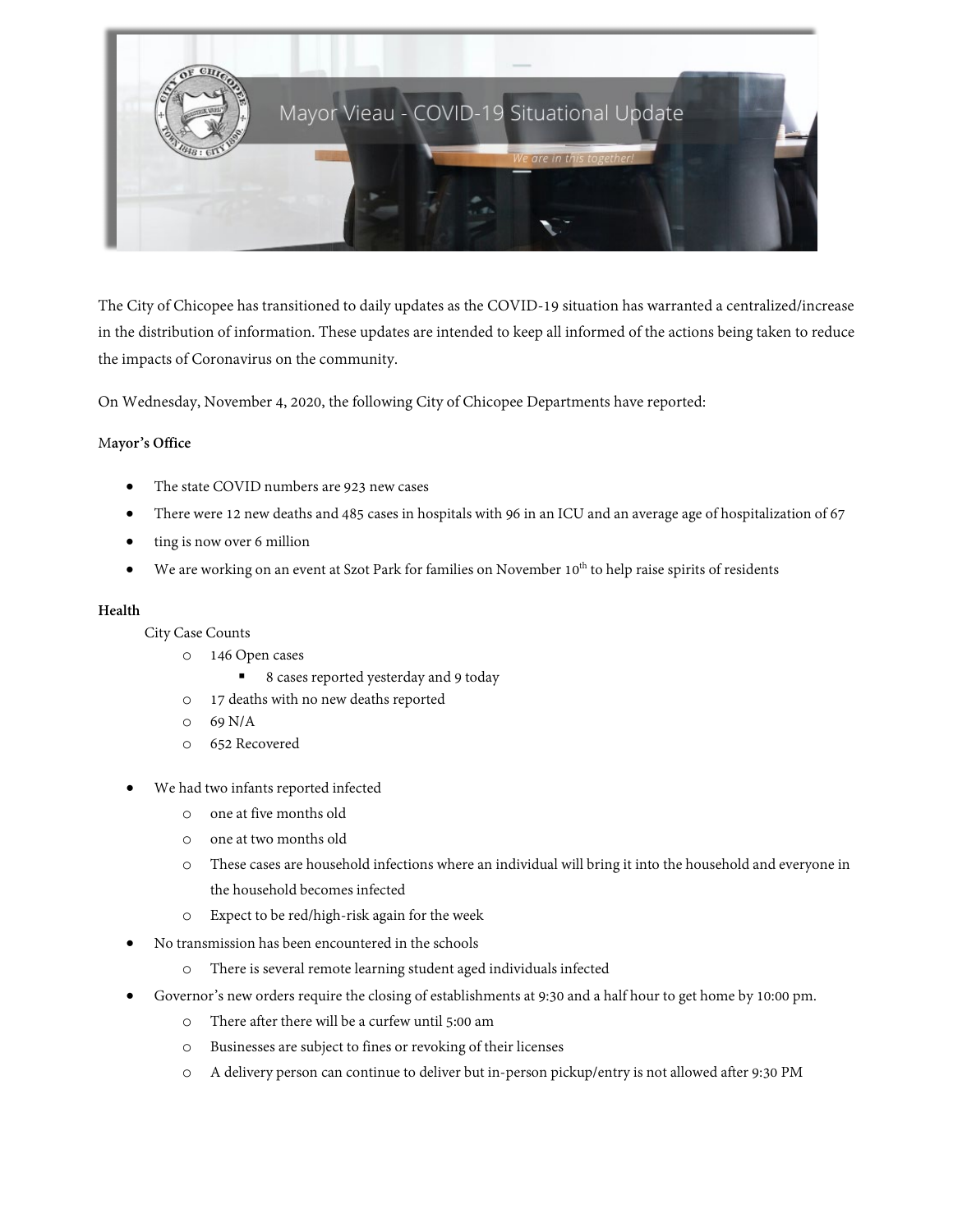Mayor Vieau - COVID-19 Situational Update

*We are in this together!*

The City of Chicopee has transitioned to daily updates as the COVID-19 situation has warranted a centralized/increase in the distribution of information. These updates are intended to keep all informed of the actions being taken to reduce the impacts of Coronavirus on the community.

On Wednesday, November 4, 2020, the following City of Chicopee Departments have reported:

**Mayor's Office**

- The state COVID numbers are 923 new cases
- There were 12 new deaths and 485 cases in hospitals with 96 in an ICU and an average age of hospitalization of 67
- ting is now over 6 million
- We are working on an event at Szot Park for families on November 10th to help raise spirits of residents

**Health**

City Case Counts

- 146 Open cases
  - 8 cases reported yesterday and 9 today
- 17 deaths with no new deaths reported
- 69 N/A
- 652 Recovered

- We had two infants reported infected
  - one at five months old
  - one at two months old
  - These cases are household infections where an individual will bring it into the household and everyone in the household becomes infected
  - Expect to be red/high-risk again for the week
- No transmission has been encountered in the schools
  - There is several remote learning student aged individuals infected
- Governor's new orders require the closing of establishments at 9:30 and a half hour to get home by 10:00 pm.
  - There after there will be a curfew until 5:00 am
  - Businesses are subject to fines or revoking of their licenses
  - A delivery person can continue to deliver but in-person pickup/entry is not allowed after 9:30 PM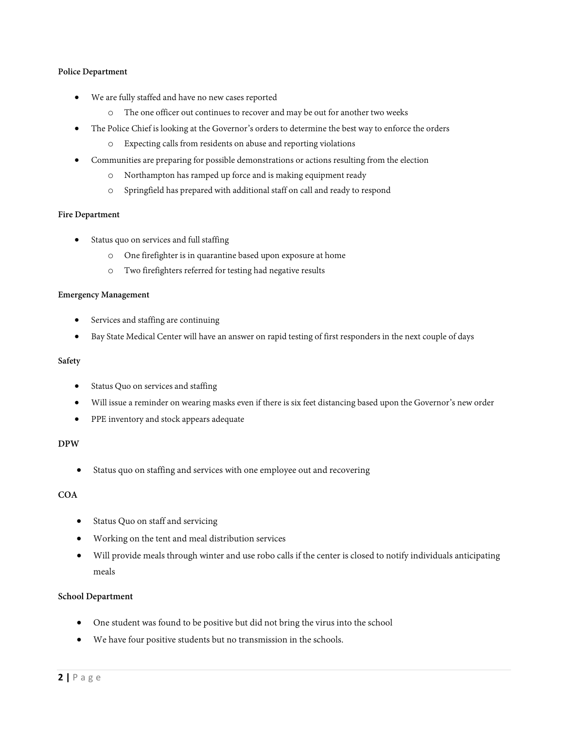**Police Department**

- We are fully staffed and have no new cases reported
  - The one officer out continues to recover and may be out for another two weeks
- The Police Chief is looking at the Governor's orders to determine the best way to enforce the orders
  - Expecting calls from residents on abuse and reporting violations
- Communities are preparing for possible demonstrations or actions resulting from the election
  - Northampton has ramped up force and is making equipment ready
  - Springfield has prepared with additional staff on call and ready to respond

**Fire Department**

- Status quo on services and full staffing
  - One firefighter is in quarantine based upon exposure at home
  - Two firefighters referred for testing had negative results

**Emergency Management**

- Services and staffing are continuing
- Bay State Medical Center will have an answer on rapid testing of first responders in the next couple of days

**Safety**

- Status Quo on services and staffing
- Will issue a reminder on wearing masks even if there is six feet distancing based upon the Governor's new order
- PPE inventory and stock appears adequate

**DPW**

- Status quo on staffing and services with one employee out and recovering

**COA**

- Status Quo on staff and servicing
- Working on the tent and meal distribution services
- Will provide meals through winter and use robo calls if the center is closed to notify individuals anticipating meals

**School Department**

- One student was found to be positive but did not bring the virus into the school
- We have four positive students but no transmission in the schools.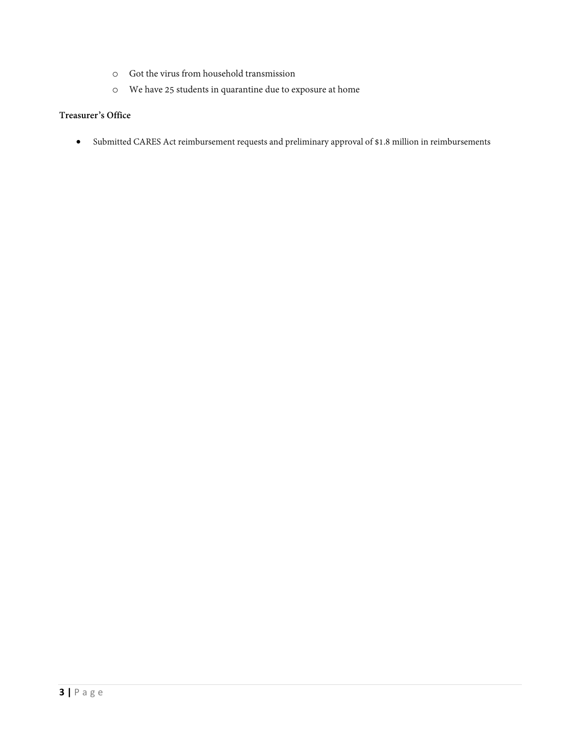- Got the virus from household transmission
  - We have 25 students in quarantine due to exposure at home

**Treasurer's Office**

- Submitted CARES Act reimbursement requests and preliminary approval of $1.8 million in reimbursements